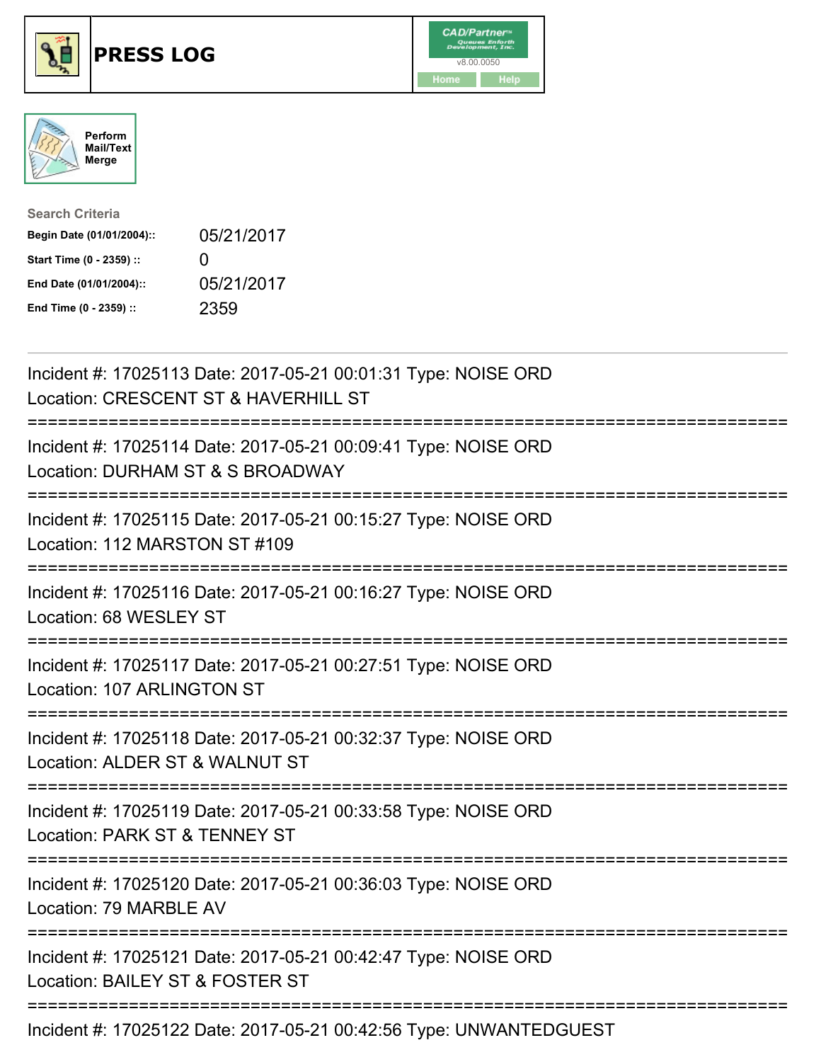# PRESS LOG

CAD/Partner™ v8.00.0050

Home | Help

Perform Mail/Text Merge

**Search Criteria**

| | |
|---|---|
| **Begin Date (01/01/2004)::** | 05/21/2017 |
| **Start Time (0 - 2359) ::** | 0 |
| **End Date (01/01/2004)::** | 05/21/2017 |
| **End Time (0 - 2359) ::** | 2359 |

---

Incident #: 17025113 Date: 2017-05-21 00:01:31 Type: NOISE ORD
Location: CRESCENT ST & HAVERHILL ST

===========================================================================

Incident #: 17025114 Date: 2017-05-21 00:09:41 Type: NOISE ORD
Location: DURHAM ST & S BROADWAY

===========================================================================

Incident #: 17025115 Date: 2017-05-21 00:15:27 Type: NOISE ORD
Location: 112 MARSTON ST #109

===========================================================================

Incident #: 17025116 Date: 2017-05-21 00:16:27 Type: NOISE ORD
Location: 68 WESLEY ST

===========================================================================

Incident #: 17025117 Date: 2017-05-21 00:27:51 Type: NOISE ORD
Location: 107 ARLINGTON ST

===========================================================================

Incident #: 17025118 Date: 2017-05-21 00:32:37 Type: NOISE ORD
Location: ALDER ST & WALNUT ST

===========================================================================

Incident #: 17025119 Date: 2017-05-21 00:33:58 Type: NOISE ORD
Location: PARK ST & TENNEY ST

===========================================================================

Incident #: 17025120 Date: 2017-05-21 00:36:03 Type: NOISE ORD
Location: 79 MARBLE AV

===========================================================================

Incident #: 17025121 Date: 2017-05-21 00:42:47 Type: NOISE ORD
Location: BAILEY ST & FOSTER ST

===========================================================================

Incident #: 17025122 Date: 2017-05-21 00:42:56 Type: UNWANTEDGUEST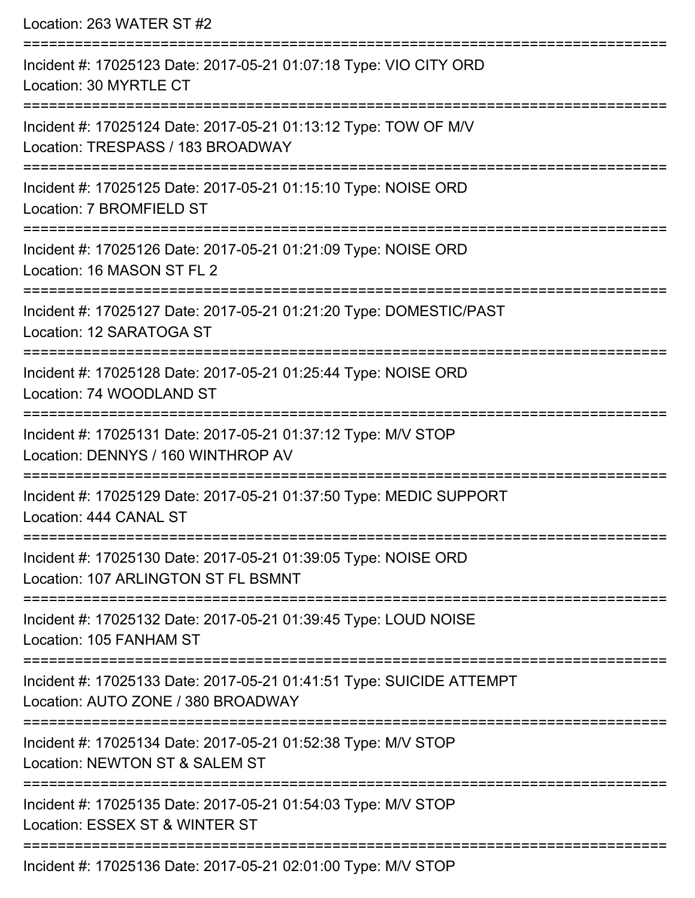Location: 263 WATER ST #2

===========================================================================

Incident #: 17025123 Date: 2017-05-21 01:07:18 Type: VIO CITY ORD
Location: 30 MYRTLE CT

===========================================================================

Incident #: 17025124 Date: 2017-05-21 01:13:12 Type: TOW OF M/V
Location: TRESPASS / 183 BROADWAY

===========================================================================

Incident #: 17025125 Date: 2017-05-21 01:15:10 Type: NOISE ORD
Location: 7 BROMFIELD ST

===========================================================================

Incident #: 17025126 Date: 2017-05-21 01:21:09 Type: NOISE ORD
Location: 16 MASON ST FL 2

===========================================================================

Incident #: 17025127 Date: 2017-05-21 01:21:20 Type: DOMESTIC/PAST
Location: 12 SARATOGA ST

===========================================================================

Incident #: 17025128 Date: 2017-05-21 01:25:44 Type: NOISE ORD
Location: 74 WOODLAND ST

===========================================================================

Incident #: 17025131 Date: 2017-05-21 01:37:12 Type: M/V STOP
Location: DENNYS / 160 WINTHROP AV

===========================================================================

Incident #: 17025129 Date: 2017-05-21 01:37:50 Type: MEDIC SUPPORT
Location: 444 CANAL ST

===========================================================================

Incident #: 17025130 Date: 2017-05-21 01:39:05 Type: NOISE ORD
Location: 107 ARLINGTON ST FL BSMNT

===========================================================================

Incident #: 17025132 Date: 2017-05-21 01:39:45 Type: LOUD NOISE
Location: 105 FANHAM ST

===========================================================================

Incident #: 17025133 Date: 2017-05-21 01:41:51 Type: SUICIDE ATTEMPT
Location: AUTO ZONE / 380 BROADWAY

===========================================================================

Incident #: 17025134 Date: 2017-05-21 01:52:38 Type: M/V STOP
Location: NEWTON ST & SALEM ST

===========================================================================

Incident #: 17025135 Date: 2017-05-21 01:54:03 Type: M/V STOP
Location: ESSEX ST & WINTER ST

===========================================================================

Incident #: 17025136 Date: 2017-05-21 02:01:00 Type: M/V STOP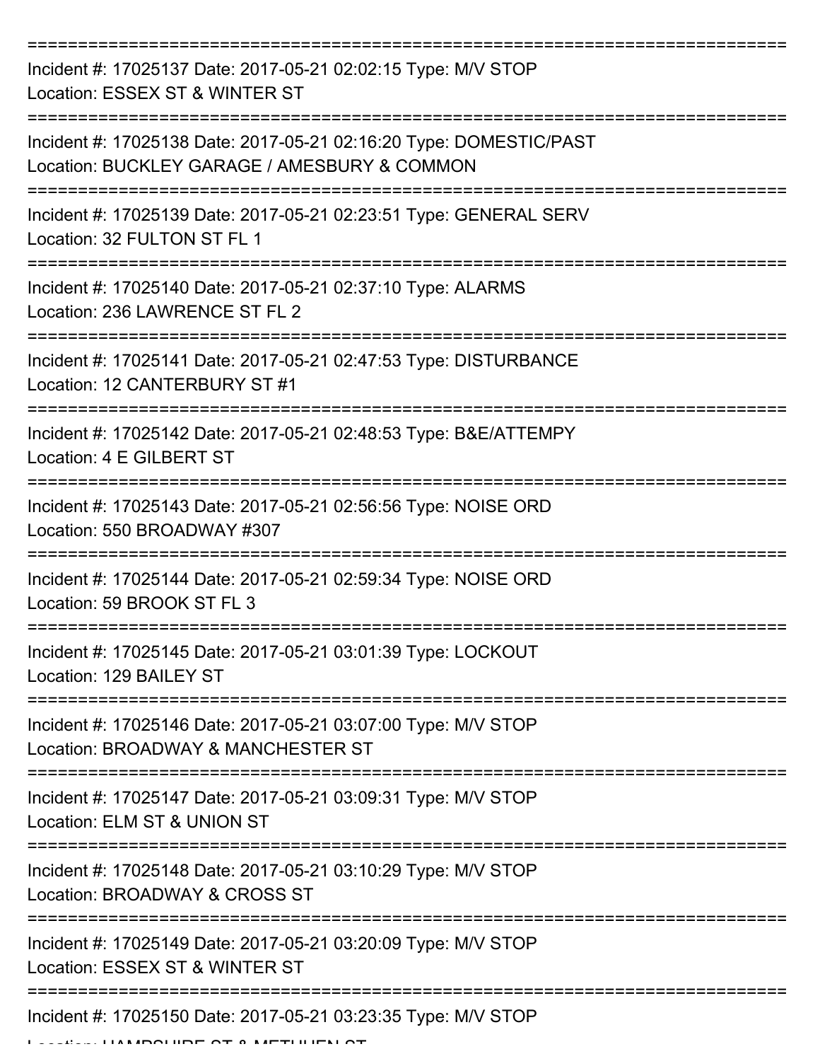===========================================================================

Incident #: 17025137 Date: 2017-05-21 02:02:15 Type: M/V STOP
Location: ESSEX ST & WINTER ST

===========================================================================

Incident #: 17025138 Date: 2017-05-21 02:16:20 Type: DOMESTIC/PAST
Location: BUCKLEY GARAGE / AMESBURY & COMMON

===========================================================================

Incident #: 17025139 Date: 2017-05-21 02:23:51 Type: GENERAL SERV
Location: 32 FULTON ST FL 1

===========================================================================

Incident #: 17025140 Date: 2017-05-21 02:37:10 Type: ALARMS
Location: 236 LAWRENCE ST FL 2

===========================================================================

Incident #: 17025141 Date: 2017-05-21 02:47:53 Type: DISTURBANCE
Location: 12 CANTERBURY ST #1

===========================================================================

Incident #: 17025142 Date: 2017-05-21 02:48:53 Type: B&E/ATTEMPY
Location: 4 E GILBERT ST

===========================================================================

Incident #: 17025143 Date: 2017-05-21 02:56:56 Type: NOISE ORD
Location: 550 BROADWAY #307

===========================================================================

Incident #: 17025144 Date: 2017-05-21 02:59:34 Type: NOISE ORD
Location: 59 BROOK ST FL 3

===========================================================================

Incident #: 17025145 Date: 2017-05-21 03:01:39 Type: LOCKOUT
Location: 129 BAILEY ST

===========================================================================

Incident #: 17025146 Date: 2017-05-21 03:07:00 Type: M/V STOP
Location: BROADWAY & MANCHESTER ST

===========================================================================

Incident #: 17025147 Date: 2017-05-21 03:09:31 Type: M/V STOP
Location: ELM ST & UNION ST

===========================================================================

Incident #: 17025148 Date: 2017-05-21 03:10:29 Type: M/V STOP
Location: BROADWAY & CROSS ST

===========================================================================

Incident #: 17025149 Date: 2017-05-21 03:20:09 Type: M/V STOP
Location: ESSEX ST & WINTER ST

===========================================================================

Incident #: 17025150 Date: 2017-05-21 03:23:35 Type: M/V STOP
Location: HAMPSHIRE ST & METHUEN ST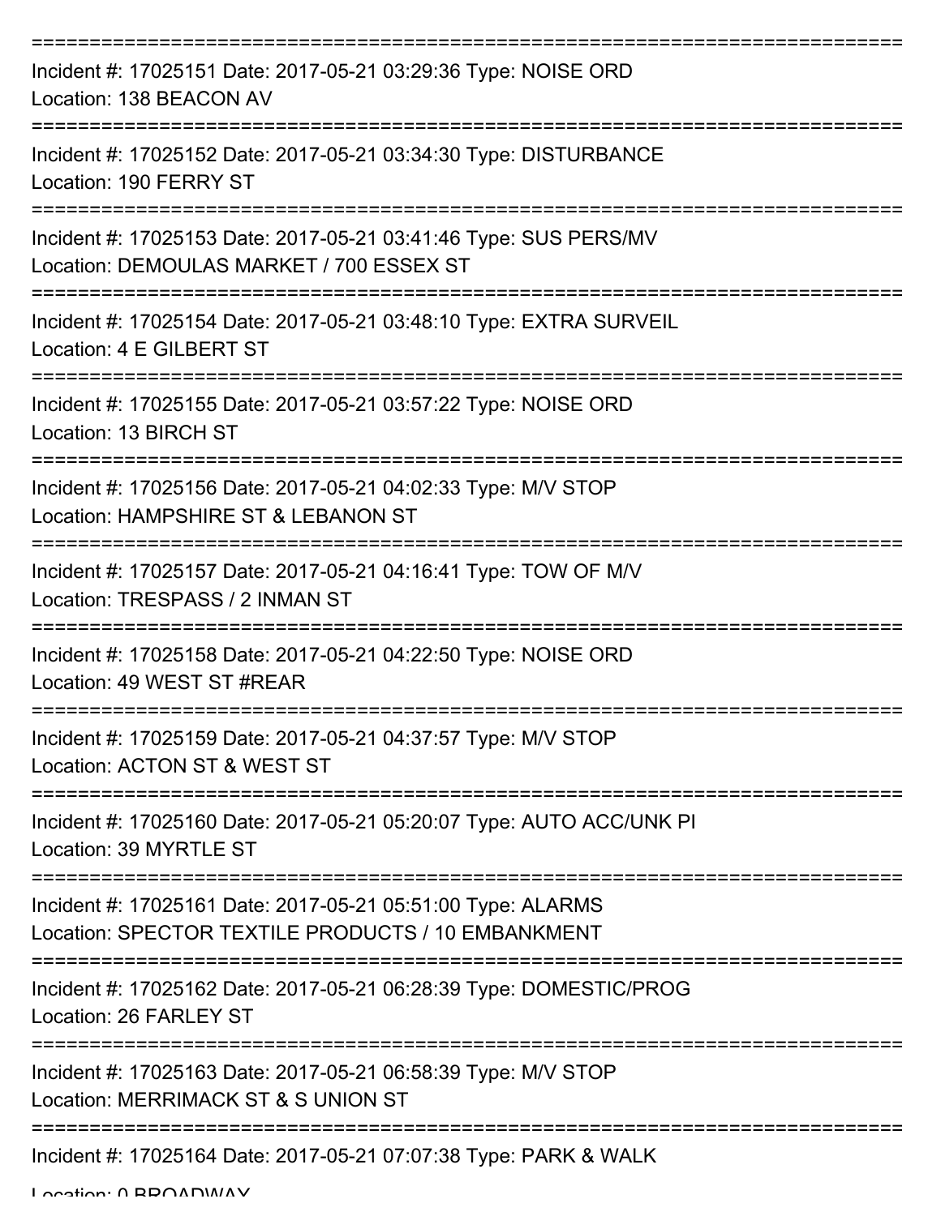===========================================================================

Incident #: 17025151 Date: 2017-05-21 03:29:36 Type: NOISE ORD
Location: 138 BEACON AV

===========================================================================

Incident #: 17025152 Date: 2017-05-21 03:34:30 Type: DISTURBANCE
Location: 190 FERRY ST

===========================================================================

Incident #: 17025153 Date: 2017-05-21 03:41:46 Type: SUS PERS/MV
Location: DEMOULAS MARKET / 700 ESSEX ST

===========================================================================

Incident #: 17025154 Date: 2017-05-21 03:48:10 Type: EXTRA SURVEIL
Location: 4 E GILBERT ST

===========================================================================

Incident #: 17025155 Date: 2017-05-21 03:57:22 Type: NOISE ORD
Location: 13 BIRCH ST

===========================================================================

Incident #: 17025156 Date: 2017-05-21 04:02:33 Type: M/V STOP
Location: HAMPSHIRE ST & LEBANON ST

===========================================================================

Incident #: 17025157 Date: 2017-05-21 04:16:41 Type: TOW OF M/V
Location: TRESPASS / 2 INMAN ST

===========================================================================

Incident #: 17025158 Date: 2017-05-21 04:22:50 Type: NOISE ORD
Location: 49 WEST ST #REAR

===========================================================================

Incident #: 17025159 Date: 2017-05-21 04:37:57 Type: M/V STOP
Location: ACTON ST & WEST ST

===========================================================================

Incident #: 17025160 Date: 2017-05-21 05:20:07 Type: AUTO ACC/UNK PI
Location: 39 MYRTLE ST

===========================================================================

Incident #: 17025161 Date: 2017-05-21 05:51:00 Type: ALARMS
Location: SPECTOR TEXTILE PRODUCTS / 10 EMBANKMENT

===========================================================================

Incident #: 17025162 Date: 2017-05-21 06:28:39 Type: DOMESTIC/PROG
Location: 26 FARLEY ST

===========================================================================

Incident #: 17025163 Date: 2017-05-21 06:58:39 Type: M/V STOP
Location: MERRIMACK ST & S UNION ST

===========================================================================

Incident #: 17025164 Date: 2017-05-21 07:07:38 Type: PARK & WALK
Location: 0 BROADWAY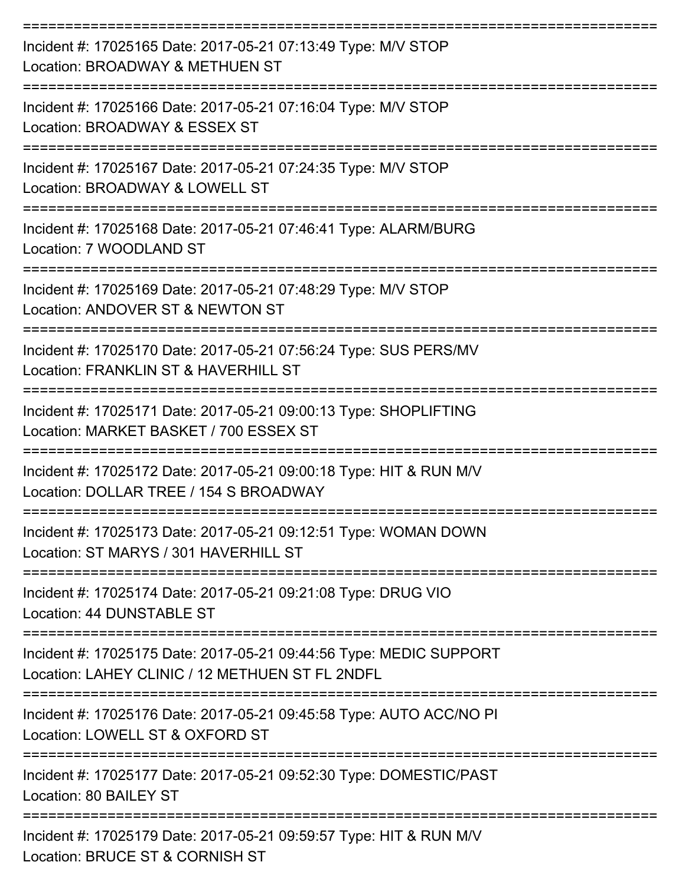===========================================================================

Incident #: 17025165 Date: 2017-05-21 07:13:49 Type: M/V STOP
Location: BROADWAY & METHUEN ST

===========================================================================

Incident #: 17025166 Date: 2017-05-21 07:16:04 Type: M/V STOP
Location: BROADWAY & ESSEX ST

===========================================================================

Incident #: 17025167 Date: 2017-05-21 07:24:35 Type: M/V STOP
Location: BROADWAY & LOWELL ST

===========================================================================

Incident #: 17025168 Date: 2017-05-21 07:46:41 Type: ALARM/BURG
Location: 7 WOODLAND ST

===========================================================================

Incident #: 17025169 Date: 2017-05-21 07:48:29 Type: M/V STOP
Location: ANDOVER ST & NEWTON ST

===========================================================================

Incident #: 17025170 Date: 2017-05-21 07:56:24 Type: SUS PERS/MV
Location: FRANKLIN ST & HAVERHILL ST

===========================================================================

Incident #: 17025171 Date: 2017-05-21 09:00:13 Type: SHOPLIFTING
Location: MARKET BASKET / 700 ESSEX ST

===========================================================================

Incident #: 17025172 Date: 2017-05-21 09:00:18 Type: HIT & RUN M/V
Location: DOLLAR TREE / 154 S BROADWAY

===========================================================================

Incident #: 17025173 Date: 2017-05-21 09:12:51 Type: WOMAN DOWN
Location: ST MARYS / 301 HAVERHILL ST

===========================================================================

Incident #: 17025174 Date: 2017-05-21 09:21:08 Type: DRUG VIO
Location: 44 DUNSTABLE ST

===========================================================================

Incident #: 17025175 Date: 2017-05-21 09:44:56 Type: MEDIC SUPPORT
Location: LAHEY CLINIC / 12 METHUEN ST FL 2NDFL

===========================================================================

Incident #: 17025176 Date: 2017-05-21 09:45:58 Type: AUTO ACC/NO PI
Location: LOWELL ST & OXFORD ST

===========================================================================

Incident #: 17025177 Date: 2017-05-21 09:52:30 Type: DOMESTIC/PAST
Location: 80 BAILEY ST

===========================================================================

Incident #: 17025179 Date: 2017-05-21 09:59:57 Type: HIT & RUN M/V
Location: BRUCE ST & CORNISH ST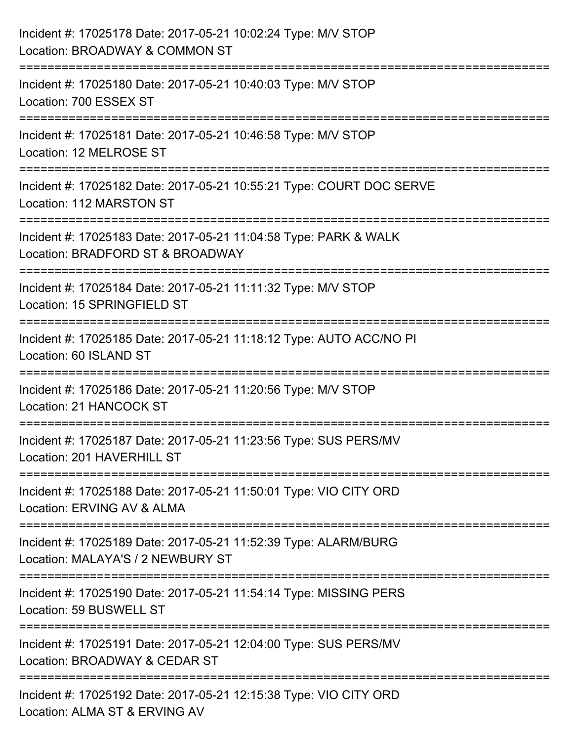Incident #: 17025178 Date: 2017-05-21 10:02:24 Type: M/V STOP
Location: BROADWAY & COMMON ST

===========================================================================

Incident #: 17025180 Date: 2017-05-21 10:40:03 Type: M/V STOP
Location: 700 ESSEX ST

===========================================================================

Incident #: 17025181 Date: 2017-05-21 10:46:58 Type: M/V STOP
Location: 12 MELROSE ST

===========================================================================

Incident #: 17025182 Date: 2017-05-21 10:55:21 Type: COURT DOC SERVE
Location: 112 MARSTON ST

===========================================================================

Incident #: 17025183 Date: 2017-05-21 11:04:58 Type: PARK & WALK
Location: BRADFORD ST & BROADWAY

===========================================================================

Incident #: 17025184 Date: 2017-05-21 11:11:32 Type: M/V STOP
Location: 15 SPRINGFIELD ST

===========================================================================

Incident #: 17025185 Date: 2017-05-21 11:18:12 Type: AUTO ACC/NO PI
Location: 60 ISLAND ST

===========================================================================

Incident #: 17025186 Date: 2017-05-21 11:20:56 Type: M/V STOP
Location: 21 HANCOCK ST

===========================================================================

Incident #: 17025187 Date: 2017-05-21 11:23:56 Type: SUS PERS/MV
Location: 201 HAVERHILL ST

===========================================================================

Incident #: 17025188 Date: 2017-05-21 11:50:01 Type: VIO CITY ORD
Location: ERVING AV & ALMA

===========================================================================

Incident #: 17025189 Date: 2017-05-21 11:52:39 Type: ALARM/BURG
Location: MALAYA'S / 2 NEWBURY ST

===========================================================================

Incident #: 17025190 Date: 2017-05-21 11:54:14 Type: MISSING PERS
Location: 59 BUSWELL ST

===========================================================================

Incident #: 17025191 Date: 2017-05-21 12:04:00 Type: SUS PERS/MV
Location: BROADWAY & CEDAR ST

===========================================================================

Incident #: 17025192 Date: 2017-05-21 12:15:38 Type: VIO CITY ORD
Location: ALMA ST & ERVING AV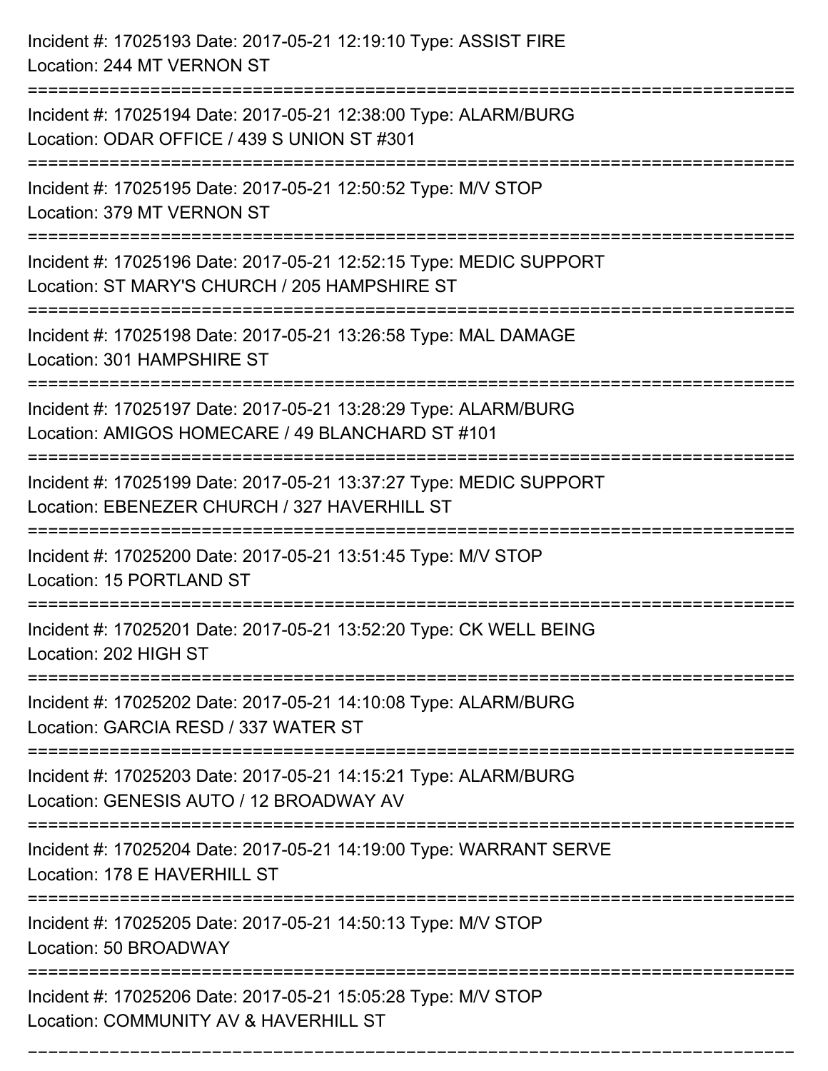Incident #: 17025193 Date: 2017-05-21 12:19:10 Type: ASSIST FIRE
Location: 244 MT VERNON ST

===========================================================================

Incident #: 17025194 Date: 2017-05-21 12:38:00 Type: ALARM/BURG
Location: ODAR OFFICE / 439 S UNION ST #301

===========================================================================

Incident #: 17025195 Date: 2017-05-21 12:50:52 Type: M/V STOP
Location: 379 MT VERNON ST

===========================================================================

Incident #: 17025196 Date: 2017-05-21 12:52:15 Type: MEDIC SUPPORT
Location: ST MARY'S CHURCH / 205 HAMPSHIRE ST

===========================================================================

Incident #: 17025198 Date: 2017-05-21 13:26:58 Type: MAL DAMAGE
Location: 301 HAMPSHIRE ST

===========================================================================

Incident #: 17025197 Date: 2017-05-21 13:28:29 Type: ALARM/BURG
Location: AMIGOS HOMECARE / 49 BLANCHARD ST #101

===========================================================================

Incident #: 17025199 Date: 2017-05-21 13:37:27 Type: MEDIC SUPPORT
Location: EBENEZER CHURCH / 327 HAVERHILL ST

===========================================================================

Incident #: 17025200 Date: 2017-05-21 13:51:45 Type: M/V STOP
Location: 15 PORTLAND ST

===========================================================================

Incident #: 17025201 Date: 2017-05-21 13:52:20 Type: CK WELL BEING
Location: 202 HIGH ST

===========================================================================

Incident #: 17025202 Date: 2017-05-21 14:10:08 Type: ALARM/BURG
Location: GARCIA RESD / 337 WATER ST

===========================================================================

Incident #: 17025203 Date: 2017-05-21 14:15:21 Type: ALARM/BURG
Location: GENESIS AUTO / 12 BROADWAY AV

===========================================================================

Incident #: 17025204 Date: 2017-05-21 14:19:00 Type: WARRANT SERVE
Location: 178 E HAVERHILL ST

===========================================================================

Incident #: 17025205 Date: 2017-05-21 14:50:13 Type: M/V STOP
Location: 50 BROADWAY

===========================================================================

Incident #: 17025206 Date: 2017-05-21 15:05:28 Type: M/V STOP
Location: COMMUNITY AV & HAVERHILL ST

===========================================================================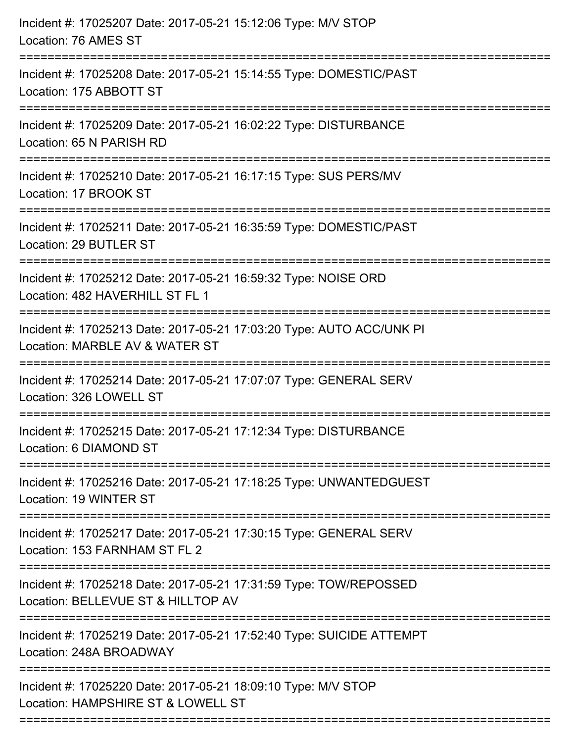Incident #: 17025207 Date: 2017-05-21 15:12:06 Type: M/V STOP
Location: 76 AMES ST

===========================================================================

Incident #: 17025208 Date: 2017-05-21 15:14:55 Type: DOMESTIC/PAST
Location: 175 ABBOTT ST

===========================================================================

Incident #: 17025209 Date: 2017-05-21 16:02:22 Type: DISTURBANCE
Location: 65 N PARISH RD

===========================================================================

Incident #: 17025210 Date: 2017-05-21 16:17:15 Type: SUS PERS/MV
Location: 17 BROOK ST

===========================================================================

Incident #: 17025211 Date: 2017-05-21 16:35:59 Type: DOMESTIC/PAST
Location: 29 BUTLER ST

===========================================================================

Incident #: 17025212 Date: 2017-05-21 16:59:32 Type: NOISE ORD
Location: 482 HAVERHILL ST FL 1

===========================================================================

Incident #: 17025213 Date: 2017-05-21 17:03:20 Type: AUTO ACC/UNK PI
Location: MARBLE AV & WATER ST

===========================================================================

Incident #: 17025214 Date: 2017-05-21 17:07:07 Type: GENERAL SERV
Location: 326 LOWELL ST

===========================================================================

Incident #: 17025215 Date: 2017-05-21 17:12:34 Type: DISTURBANCE
Location: 6 DIAMOND ST

===========================================================================

Incident #: 17025216 Date: 2017-05-21 17:18:25 Type: UNWANTEDGUEST
Location: 19 WINTER ST

===========================================================================

Incident #: 17025217 Date: 2017-05-21 17:30:15 Type: GENERAL SERV
Location: 153 FARNHAM ST FL 2

===========================================================================

Incident #: 17025218 Date: 2017-05-21 17:31:59 Type: TOW/REPOSSED
Location: BELLEVUE ST & HILLTOP AV

===========================================================================

Incident #: 17025219 Date: 2017-05-21 17:52:40 Type: SUICIDE ATTEMPT
Location: 248A BROADWAY

===========================================================================

Incident #: 17025220 Date: 2017-05-21 18:09:10 Type: M/V STOP
Location: HAMPSHIRE ST & LOWELL ST

===========================================================================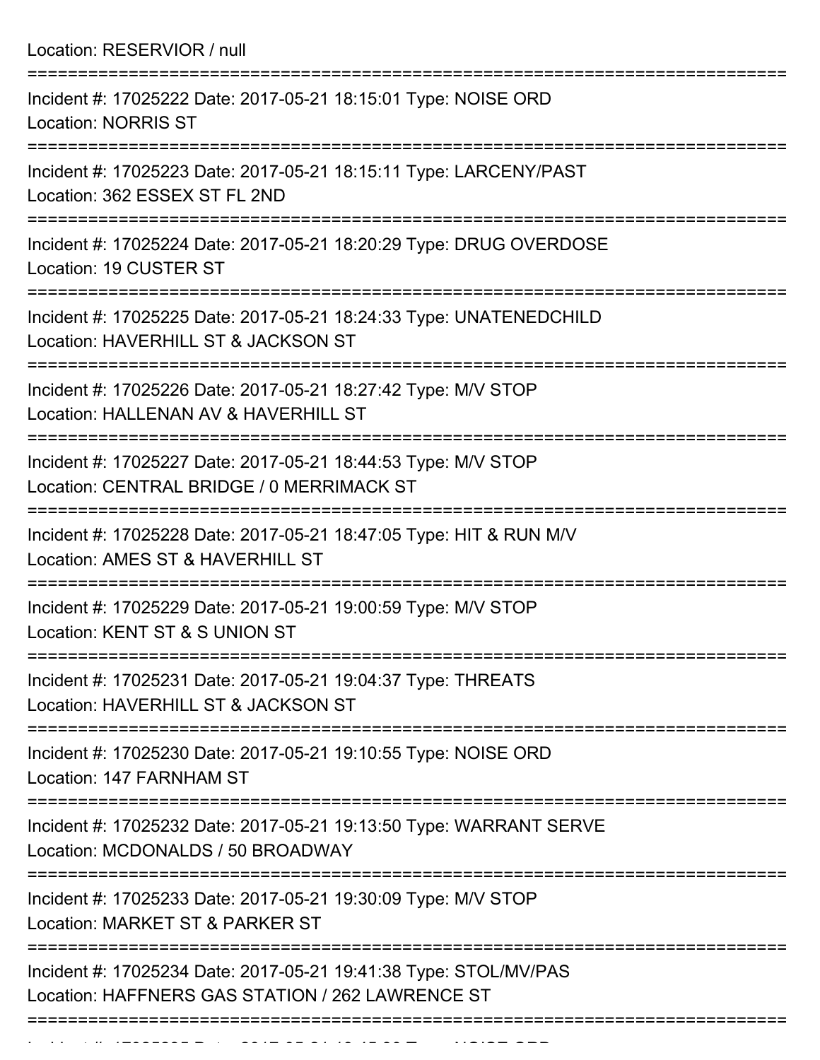Location: RESERVIOR / null

===========================================================================

Incident #: 17025222 Date: 2017-05-21 18:15:01 Type: NOISE ORD
Location: NORRIS ST

===========================================================================

Incident #: 17025223 Date: 2017-05-21 18:15:11 Type: LARCENY/PAST
Location: 362 ESSEX ST FL 2ND

===========================================================================

Incident #: 17025224 Date: 2017-05-21 18:20:29 Type: DRUG OVERDOSE
Location: 19 CUSTER ST

===========================================================================

Incident #: 17025225 Date: 2017-05-21 18:24:33 Type: UNATENEDCHILD
Location: HAVERHILL ST & JACKSON ST

===========================================================================

Incident #: 17025226 Date: 2017-05-21 18:27:42 Type: M/V STOP
Location: HALLENAN AV & HAVERHILL ST

===========================================================================

Incident #: 17025227 Date: 2017-05-21 18:44:53 Type: M/V STOP
Location: CENTRAL BRIDGE / 0 MERRIMACK ST

===========================================================================

Incident #: 17025228 Date: 2017-05-21 18:47:05 Type: HIT & RUN M/V
Location: AMES ST & HAVERHILL ST

===========================================================================

Incident #: 17025229 Date: 2017-05-21 19:00:59 Type: M/V STOP
Location: KENT ST & S UNION ST

===========================================================================

Incident #: 17025231 Date: 2017-05-21 19:04:37 Type: THREATS
Location: HAVERHILL ST & JACKSON ST

===========================================================================

Incident #: 17025230 Date: 2017-05-21 19:10:55 Type: NOISE ORD
Location: 147 FARNHAM ST

===========================================================================

Incident #: 17025232 Date: 2017-05-21 19:13:50 Type: WARRANT SERVE
Location: MCDONALDS / 50 BROADWAY

===========================================================================

Incident #: 17025233 Date: 2017-05-21 19:30:09 Type: M/V STOP
Location: MARKET ST & PARKER ST

===========================================================================

Incident #: 17025234 Date: 2017-05-21 19:41:38 Type: STOL/MV/PAS
Location: HAFFNERS GAS STATION / 262 LAWRENCE ST

===========================================================================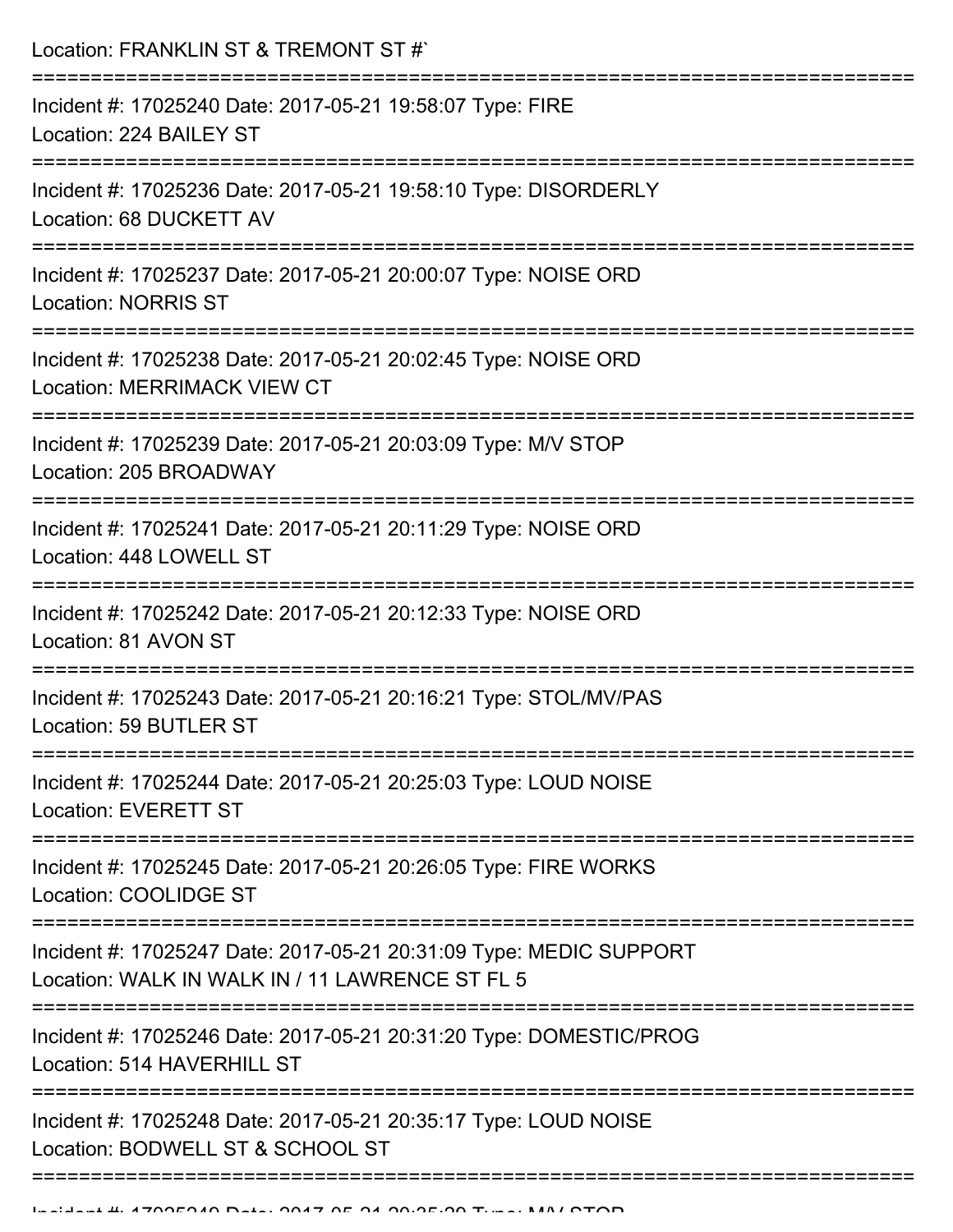Location: FRANKLIN ST & TREMONT ST #`

===========================================================================

Incident #: 17025240 Date: 2017-05-21 19:58:07 Type: FIRE
Location: 224 BAILEY ST

===========================================================================

Incident #: 17025236 Date: 2017-05-21 19:58:10 Type: DISORDERLY
Location: 68 DUCKETT AV

===========================================================================

Incident #: 17025237 Date: 2017-05-21 20:00:07 Type: NOISE ORD
Location: NORRIS ST

===========================================================================

Incident #: 17025238 Date: 2017-05-21 20:02:45 Type: NOISE ORD
Location: MERRIMACK VIEW CT

===========================================================================

Incident #: 17025239 Date: 2017-05-21 20:03:09 Type: M/V STOP
Location: 205 BROADWAY

===========================================================================

Incident #: 17025241 Date: 2017-05-21 20:11:29 Type: NOISE ORD
Location: 448 LOWELL ST

===========================================================================

Incident #: 17025242 Date: 2017-05-21 20:12:33 Type: NOISE ORD
Location: 81 AVON ST

===========================================================================

Incident #: 17025243 Date: 2017-05-21 20:16:21 Type: STOL/MV/PAS
Location: 59 BUTLER ST

===========================================================================

Incident #: 17025244 Date: 2017-05-21 20:25:03 Type: LOUD NOISE
Location: EVERETT ST

===========================================================================

Incident #: 17025245 Date: 2017-05-21 20:26:05 Type: FIRE WORKS
Location: COOLIDGE ST

===========================================================================

Incident #: 17025247 Date: 2017-05-21 20:31:09 Type: MEDIC SUPPORT
Location: WALK IN WALK IN / 11 LAWRENCE ST FL 5

===========================================================================

Incident #: 17025246 Date: 2017-05-21 20:31:20 Type: DOMESTIC/PROG
Location: 514 HAVERHILL ST

===========================================================================

Incident #: 17025248 Date: 2017-05-21 20:35:17 Type: LOUD NOISE
Location: BODWELL ST & SCHOOL ST

===========================================================================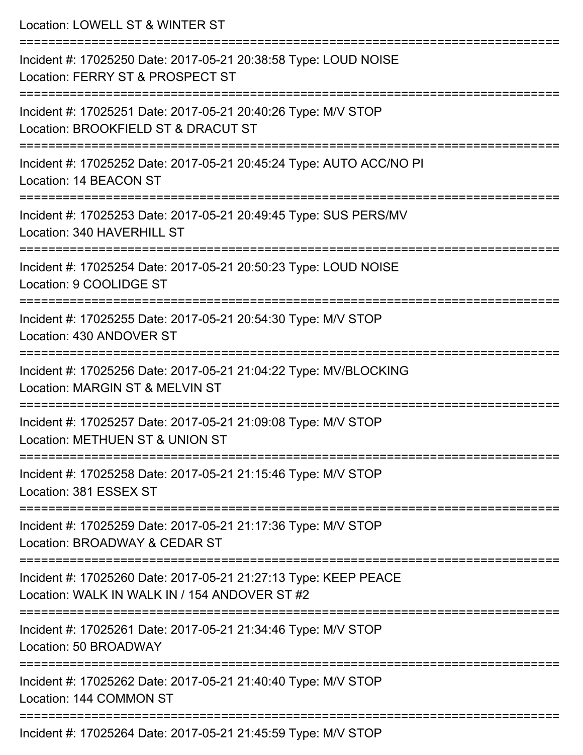Location: LOWELL ST & WINTER ST

===========================================================================

Incident #: 17025250 Date: 2017-05-21 20:38:58 Type: LOUD NOISE
Location: FERRY ST & PROSPECT ST

===========================================================================

Incident #: 17025251 Date: 2017-05-21 20:40:26 Type: M/V STOP
Location: BROOKFIELD ST & DRACUT ST

===========================================================================

Incident #: 17025252 Date: 2017-05-21 20:45:24 Type: AUTO ACC/NO PI
Location: 14 BEACON ST

===========================================================================

Incident #: 17025253 Date: 2017-05-21 20:49:45 Type: SUS PERS/MV
Location: 340 HAVERHILL ST

===========================================================================

Incident #: 17025254 Date: 2017-05-21 20:50:23 Type: LOUD NOISE
Location: 9 COOLIDGE ST

===========================================================================

Incident #: 17025255 Date: 2017-05-21 20:54:30 Type: M/V STOP
Location: 430 ANDOVER ST

===========================================================================

Incident #: 17025256 Date: 2017-05-21 21:04:22 Type: MV/BLOCKING
Location: MARGIN ST & MELVIN ST

===========================================================================

Incident #: 17025257 Date: 2017-05-21 21:09:08 Type: M/V STOP
Location: METHUEN ST & UNION ST

===========================================================================

Incident #: 17025258 Date: 2017-05-21 21:15:46 Type: M/V STOP
Location: 381 ESSEX ST

===========================================================================

Incident #: 17025259 Date: 2017-05-21 21:17:36 Type: M/V STOP
Location: BROADWAY & CEDAR ST

===========================================================================

Incident #: 17025260 Date: 2017-05-21 21:27:13 Type: KEEP PEACE
Location: WALK IN WALK IN / 154 ANDOVER ST #2

===========================================================================

Incident #: 17025261 Date: 2017-05-21 21:34:46 Type: M/V STOP
Location: 50 BROADWAY

===========================================================================

Incident #: 17025262 Date: 2017-05-21 21:40:40 Type: M/V STOP
Location: 144 COMMON ST

===========================================================================

Incident #: 17025264 Date: 2017-05-21 21:45:59 Type: M/V STOP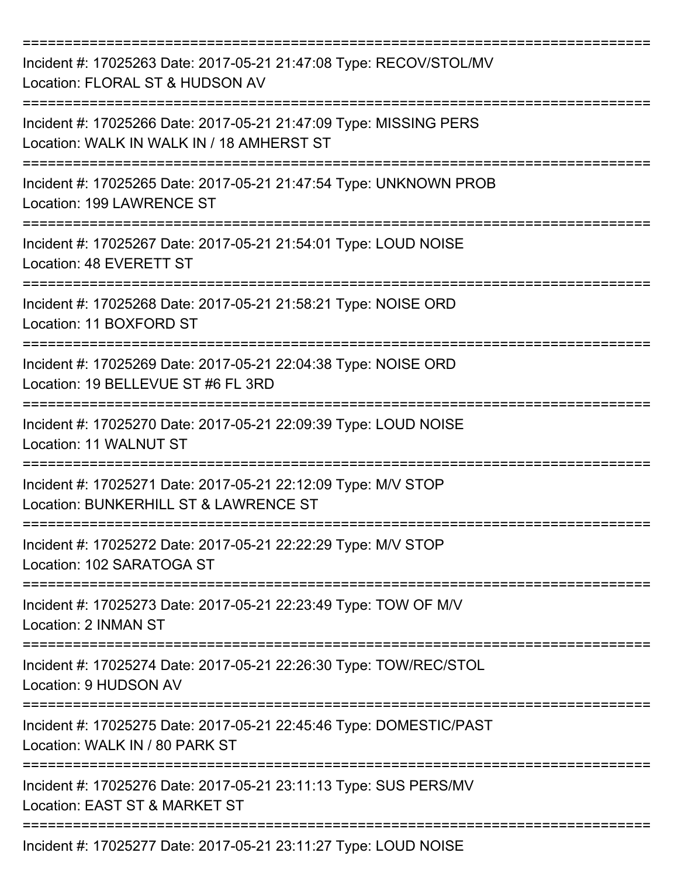===========================================================================

Incident #: 17025263 Date: 2017-05-21 21:47:08 Type: RECOV/STOL/MV
Location: FLORAL ST & HUDSON AV

===========================================================================

Incident #: 17025266 Date: 2017-05-21 21:47:09 Type: MISSING PERS
Location: WALK IN WALK IN / 18 AMHERST ST

===========================================================================

Incident #: 17025265 Date: 2017-05-21 21:47:54 Type: UNKNOWN PROB
Location: 199 LAWRENCE ST

===========================================================================

Incident #: 17025267 Date: 2017-05-21 21:54:01 Type: LOUD NOISE
Location: 48 EVERETT ST

===========================================================================

Incident #: 17025268 Date: 2017-05-21 21:58:21 Type: NOISE ORD
Location: 11 BOXFORD ST

===========================================================================

Incident #: 17025269 Date: 2017-05-21 22:04:38 Type: NOISE ORD
Location: 19 BELLEVUE ST #6 FL 3RD

===========================================================================

Incident #: 17025270 Date: 2017-05-21 22:09:39 Type: LOUD NOISE
Location: 11 WALNUT ST

===========================================================================

Incident #: 17025271 Date: 2017-05-21 22:12:09 Type: M/V STOP
Location: BUNKERHILL ST & LAWRENCE ST

===========================================================================

Incident #: 17025272 Date: 2017-05-21 22:22:29 Type: M/V STOP
Location: 102 SARATOGA ST

===========================================================================

Incident #: 17025273 Date: 2017-05-21 22:23:49 Type: TOW OF M/V
Location: 2 INMAN ST

===========================================================================

Incident #: 17025274 Date: 2017-05-21 22:26:30 Type: TOW/REC/STOL
Location: 9 HUDSON AV

===========================================================================

Incident #: 17025275 Date: 2017-05-21 22:45:46 Type: DOMESTIC/PAST
Location: WALK IN / 80 PARK ST

===========================================================================

Incident #: 17025276 Date: 2017-05-21 23:11:13 Type: SUS PERS/MV
Location: EAST ST & MARKET ST

===========================================================================

Incident #: 17025277 Date: 2017-05-21 23:11:27 Type: LOUD NOISE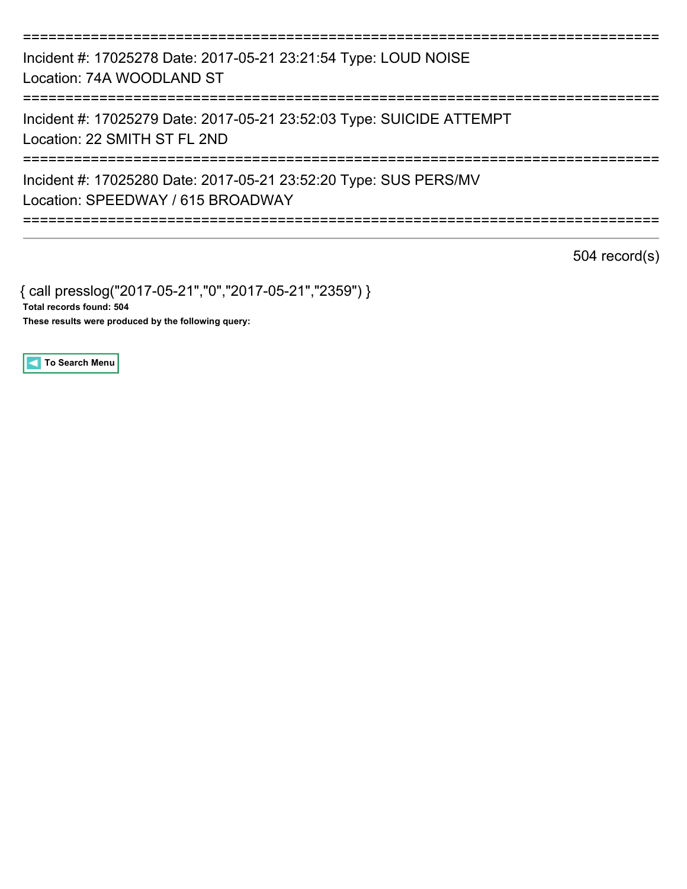Incident #: 17025278 Date: 2017-05-21 23:21:54 Type: LOUD NOISE
Location: 74A WOODLAND ST

Incident #: 17025279 Date: 2017-05-21 23:52:03 Type: SUICIDE ATTEMPT
Location: 22 SMITH ST FL 2ND

Incident #: 17025280 Date: 2017-05-21 23:52:20 Type: SUS PERS/MV
Location: SPEEDWAY / 615 BROADWAY

504 record(s)

{ call presslog("2017-05-21","0","2017-05-21","2359") }

**Total records found: 504**

**These results were produced by the following query:**

To Search Menu